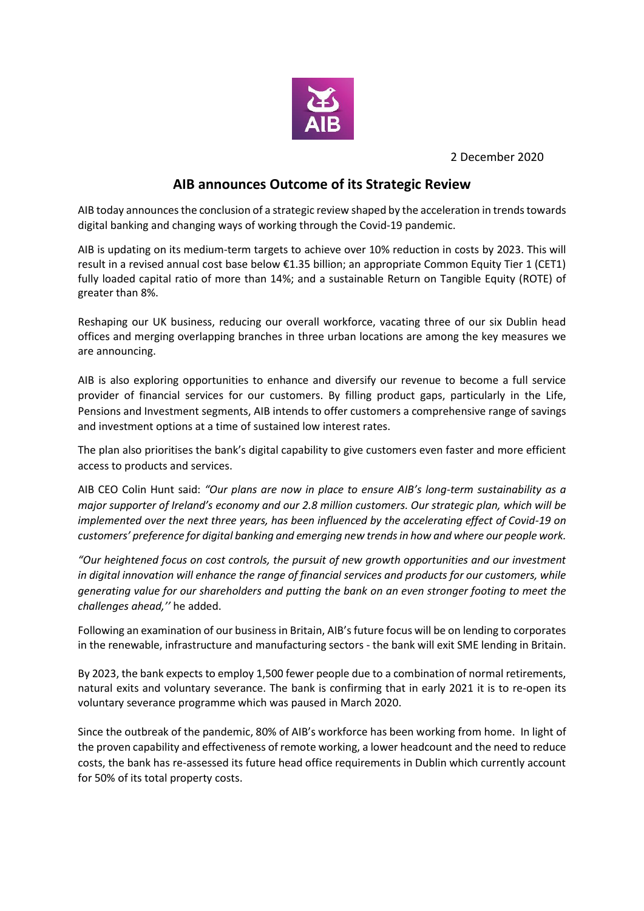2 December 2020

# AIB announces Outcome of its Strategic Review

AIB today announces the conclusion of a strategic review shaped by the acceleration in trends towards digital banking and changing ways of working through the Covid-19 pandemic.

AIB is updating on its medium-term targets to achieve over 10% reduction in costs by 2023. This will result in a revised annual cost base below €1.35 billion; an appropriate Common Equity Tier 1 (CET1) fully loaded capital ratio of more than 14%; and a sustainable Return on Tangible Equity (ROTE) of greater than 8%.

Reshaping our UK business, reducing our overall workforce, vacating three of our six Dublin head offices and merging overlapping branches in three urban locations are among the key measures we are announcing.

AIB is also exploring opportunities to enhance and diversify our revenue to become a full service provider of financial services for our customers. By filling product gaps, particularly in the Life, Pensions and Investment segments, AIB intends to offer customers a comprehensive range of savings and investment options at a time of sustained low interest rates.

The plan also prioritises the bank's digital capability to give customers even faster and more efficient access to products and services.

AIB CEO Colin Hunt said: *"Our plans are now in place to ensure AIB's long-term sustainability as a major supporter of Ireland's economy and our 2.8 million customers. Our strategic plan, which will be implemented over the next three years, has been influenced by the accelerating effect of Covid-19 on customers' preference for digital banking and emerging new trends in how and where our people work.*

*"Our heightened focus on cost controls, the pursuit of new growth opportunities and our investment in digital innovation will enhance the range of financial services and products for our customers, while generating value for our shareholders and putting the bank on an even stronger footing to meet the challenges ahead,''* he added.

Following an examination of our business in Britain, AIB's future focus will be on lending to corporates in the renewable, infrastructure and manufacturing sectors - the bank will exit SME lending in Britain.

By 2023, the bank expects to employ 1,500 fewer people due to a combination of normal retirements, natural exits and voluntary severance. The bank is confirming that in early 2021 it is to re-open its voluntary severance programme which was paused in March 2020.

Since the outbreak of the pandemic, 80% of AIB's workforce has been working from home. In light of the proven capability and effectiveness of remote working, a lower headcount and the need to reduce costs, the bank has re-assessed its future head office requirements in Dublin which currently account for 50% of its total property costs.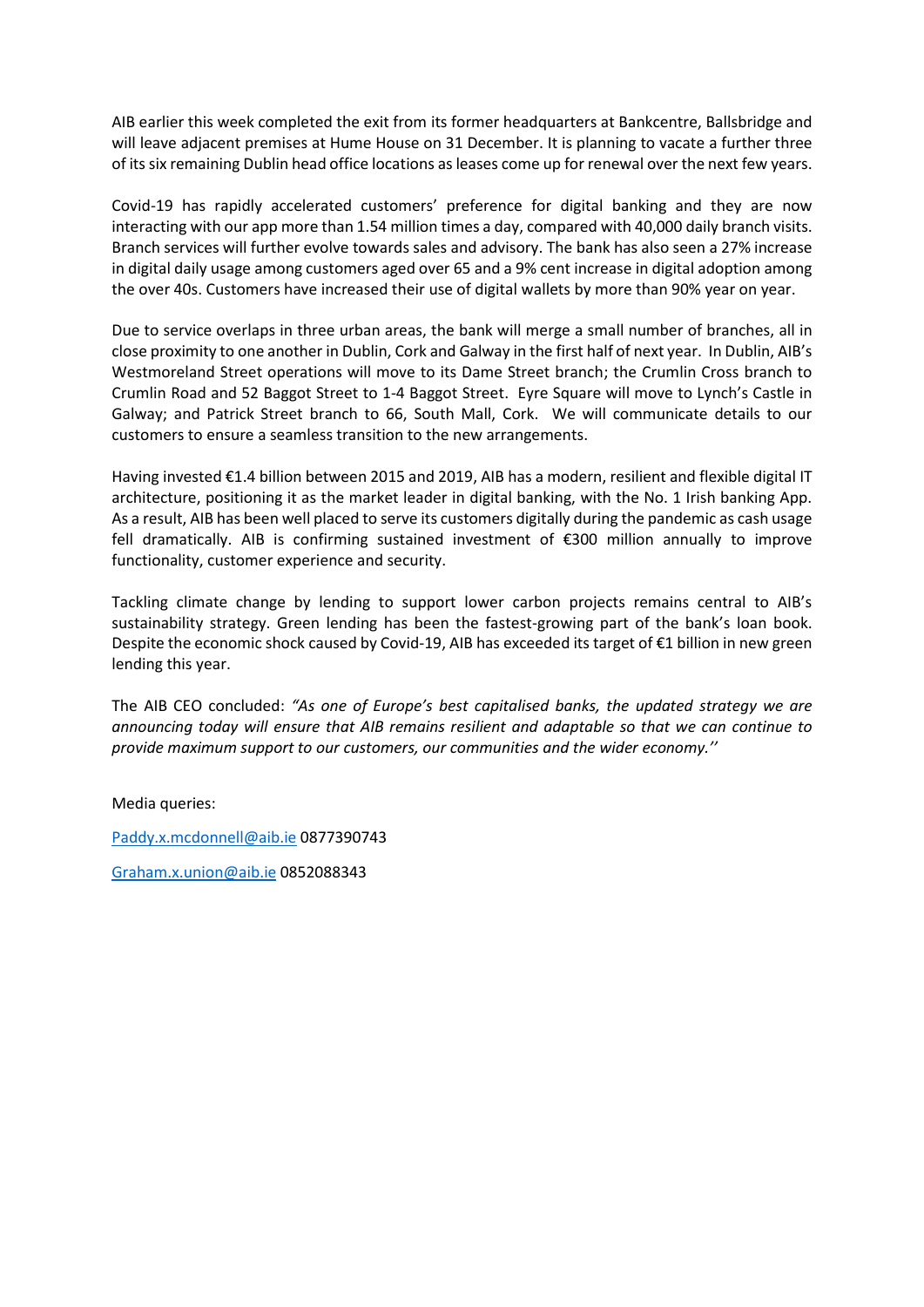AIB earlier this week completed the exit from its former headquarters at Bankcentre, Ballsbridge and will leave adjacent premises at Hume House on 31 December. It is planning to vacate a further three of its six remaining Dublin head office locations as leases come up for renewal over the next few years.

Covid-19 has rapidly accelerated customers' preference for digital banking and they are now interacting with our app more than 1.54 million times a day, compared with 40,000 daily branch visits. Branch services will further evolve towards sales and advisory. The bank has also seen a 27% increase in digital daily usage among customers aged over 65 and a 9% cent increase in digital adoption among the over 40s. Customers have increased their use of digital wallets by more than 90% year on year.

Due to service overlaps in three urban areas, the bank will merge a small number of branches, all in close proximity to one another in Dublin, Cork and Galway in the first half of next year. In Dublin, AIB's Westmoreland Street operations will move to its Dame Street branch; the Crumlin Cross branch to Crumlin Road and 52 Baggot Street to 1-4 Baggot Street. Eyre Square will move to Lynch's Castle in Galway; and Patrick Street branch to 66, South Mall, Cork. We will communicate details to our customers to ensure a seamless transition to the new arrangements.

Having invested €1.4 billion between 2015 and 2019, AIB has a modern, resilient and flexible digital IT architecture, positioning it as the market leader in digital banking, with the No. 1 Irish banking App. As a result, AIB has been well placed to serve its customers digitally during the pandemic as cash usage fell dramatically. AIB is confirming sustained investment of €300 million annually to improve functionality, customer experience and security.

Tackling climate change by lending to support lower carbon projects remains central to AIB's sustainability strategy. Green lending has been the fastest-growing part of the bank's loan book. Despite the economic shock caused by Covid-19, AIB has exceeded its target of €1 billion in new green lending this year.

The AIB CEO concluded: *"As one of Europe's best capitalised banks, the updated strategy we are announcing today will ensure that AIB remains resilient and adaptable so that we can continue to provide maximum support to our customers, our communities and the wider economy.''*

Media queries:

Paddy.x.mcdonnell@aib.ie 0877390743

Graham.x.union@aib.ie 0852088343